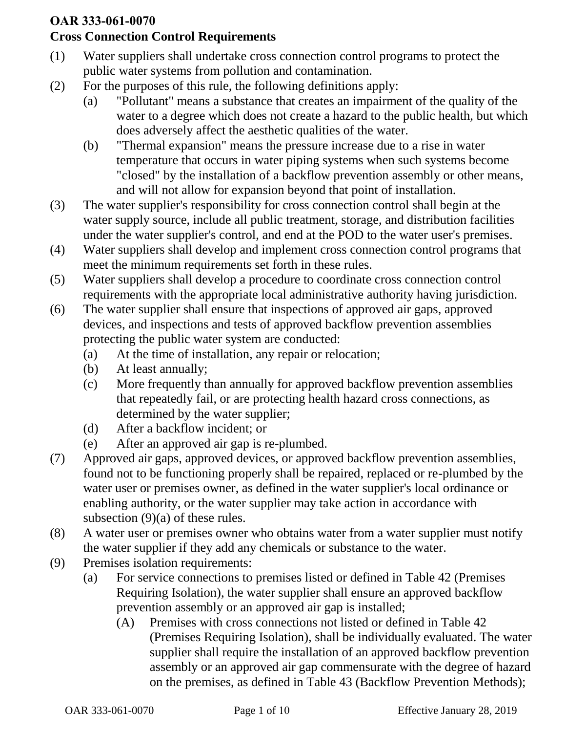# OAR 333-061-0070

## Cross Connection Control Requirements

(1) Water suppliers shall undertake cross connection control programs to protect the public water systems from pollution and contamination.

(2) For the purposes of this rule, the following definitions apply:

   (a) "Pollutant" means a substance that creates an impairment of the quality of the water to a degree which does not create a hazard to the public health, but which does adversely affect the aesthetic qualities of the water.

   (b) "Thermal expansion" means the pressure increase due to a rise in water temperature that occurs in water piping systems when such systems become "closed" by the installation of a backflow prevention assembly or other means, and will not allow for expansion beyond that point of installation.

(3) The water supplier's responsibility for cross connection control shall begin at the water supply source, include all public treatment, storage, and distribution facilities under the water supplier's control, and end at the POD to the water user's premises.

(4) Water suppliers shall develop and implement cross connection control programs that meet the minimum requirements set forth in these rules.

(5) Water suppliers shall develop a procedure to coordinate cross connection control requirements with the appropriate local administrative authority having jurisdiction.

(6) The water supplier shall ensure that inspections of approved air gaps, approved devices, and inspections and tests of approved backflow prevention assemblies protecting the public water system are conducted:

   (a) At the time of installation, any repair or relocation;

   (b) At least annually;

   (c) More frequently than annually for approved backflow prevention assemblies that repeatedly fail, or are protecting health hazard cross connections, as determined by the water supplier;

   (d) After a backflow incident; or

   (e) After an approved air gap is re-plumbed.

(7) Approved air gaps, approved devices, or approved backflow prevention assemblies, found not to be functioning properly shall be repaired, replaced or re-plumbed by the water user or premises owner, as defined in the water supplier's local ordinance or enabling authority, or the water supplier may take action in accordance with subsection (9)(a) of these rules.

(8) A water user or premises owner who obtains water from a water supplier must notify the water supplier if they add any chemicals or substance to the water.

(9) Premises isolation requirements:

   (a) For service connections to premises listed or defined in Table 42 (Premises Requiring Isolation), the water supplier shall ensure an approved backflow prevention assembly or an approved air gap is installed;

      (A) Premises with cross connections not listed or defined in Table 42 (Premises Requiring Isolation), shall be individually evaluated. The water supplier shall require the installation of an approved backflow prevention assembly or an approved air gap commensurate with the degree of hazard on the premises, as defined in Table 43 (Backflow Prevention Methods);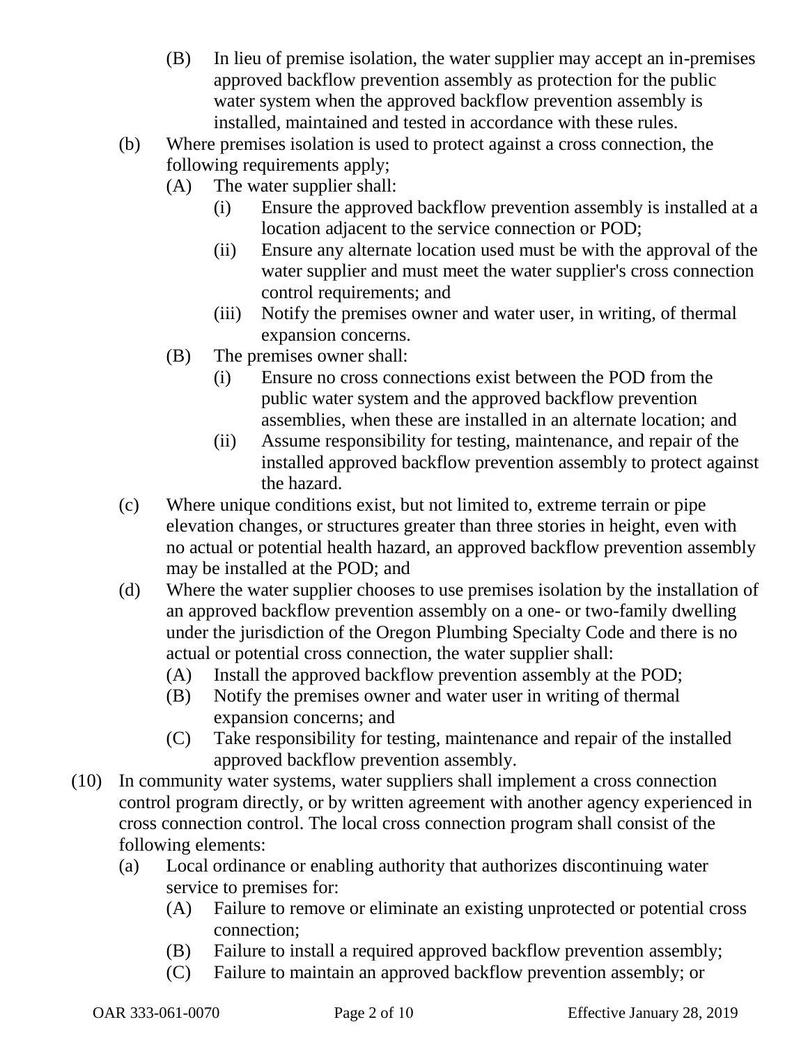(B) In lieu of premise isolation, the water supplier may accept an in-premises approved backflow prevention assembly as protection for the public water system when the approved backflow prevention assembly is installed, maintained and tested in accordance with these rules.

(b) Where premises isolation is used to protect against a cross connection, the following requirements apply;

(A) The water supplier shall:

(i) Ensure the approved backflow prevention assembly is installed at a location adjacent to the service connection or POD;

(ii) Ensure any alternate location used must be with the approval of the water supplier and must meet the water supplier's cross connection control requirements; and

(iii) Notify the premises owner and water user, in writing, of thermal expansion concerns.

(B) The premises owner shall:

(i) Ensure no cross connections exist between the POD from the public water system and the approved backflow prevention assemblies, when these are installed in an alternate location; and

(ii) Assume responsibility for testing, maintenance, and repair of the installed approved backflow prevention assembly to protect against the hazard.

(c) Where unique conditions exist, but not limited to, extreme terrain or pipe elevation changes, or structures greater than three stories in height, even with no actual or potential health hazard, an approved backflow prevention assembly may be installed at the POD; and

(d) Where the water supplier chooses to use premises isolation by the installation of an approved backflow prevention assembly on a one- or two-family dwelling under the jurisdiction of the Oregon Plumbing Specialty Code and there is no actual or potential cross connection, the water supplier shall:

(A) Install the approved backflow prevention assembly at the POD;

(B) Notify the premises owner and water user in writing of thermal expansion concerns; and

(C) Take responsibility for testing, maintenance and repair of the installed approved backflow prevention assembly.

(10) In community water systems, water suppliers shall implement a cross connection control program directly, or by written agreement with another agency experienced in cross connection control. The local cross connection program shall consist of the following elements:

(a) Local ordinance or enabling authority that authorizes discontinuing water service to premises for:

(A) Failure to remove or eliminate an existing unprotected or potential cross connection;

(B) Failure to install a required approved backflow prevention assembly;

(C) Failure to maintain an approved backflow prevention assembly; or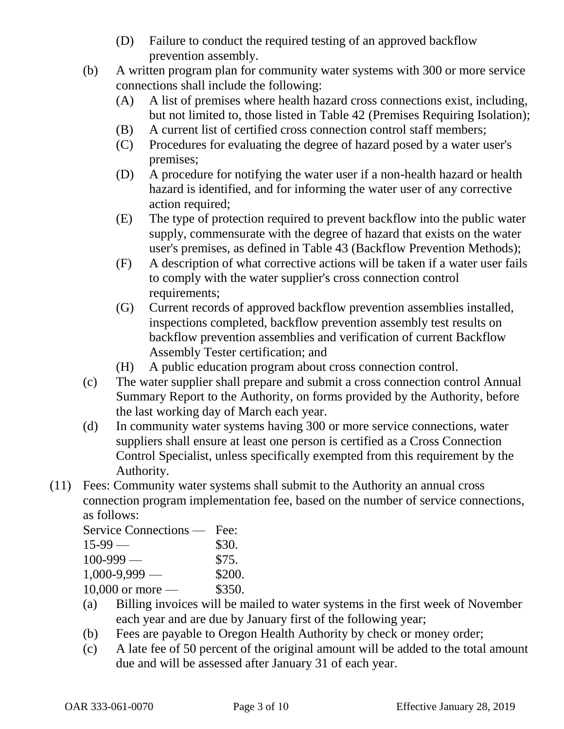(D) Failure to conduct the required testing of an approved backflow prevention assembly.

(b) A written program plan for community water systems with 300 or more service connections shall include the following:

(A) A list of premises where health hazard cross connections exist, including, but not limited to, those listed in Table 42 (Premises Requiring Isolation);

(B) A current list of certified cross connection control staff members;

(C) Procedures for evaluating the degree of hazard posed by a water user's premises;

(D) A procedure for notifying the water user if a non-health hazard or health hazard is identified, and for informing the water user of any corrective action required;

(E) The type of protection required to prevent backflow into the public water supply, commensurate with the degree of hazard that exists on the water user's premises, as defined in Table 43 (Backflow Prevention Methods);

(F) A description of what corrective actions will be taken if a water user fails to comply with the water supplier's cross connection control requirements;

(G) Current records of approved backflow prevention assemblies installed, inspections completed, backflow prevention assembly test results on backflow prevention assemblies and verification of current Backflow Assembly Tester certification; and

(H) A public education program about cross connection control.

(c) The water supplier shall prepare and submit a cross connection control Annual Summary Report to the Authority, on forms provided by the Authority, before the last working day of March each year.

(d) In community water systems having 300 or more service connections, water suppliers shall ensure at least one person is certified as a Cross Connection Control Specialist, unless specifically exempted from this requirement by the Authority.

(11) Fees: Community water systems shall submit to the Authority an annual cross connection program implementation fee, based on the number of service connections, as follows:

| Service Connections — | Fee: |
|---|---|
| 15-99 — | $30. |
| 100-999 — | $75. |
| 1,000-9,999 — | $200. |
| 10,000 or more — | $350. |

(a) Billing invoices will be mailed to water systems in the first week of November each year and are due by January first of the following year;

(b) Fees are payable to Oregon Health Authority by check or money order;

(c) A late fee of 50 percent of the original amount will be added to the total amount due and will be assessed after January 31 of each year.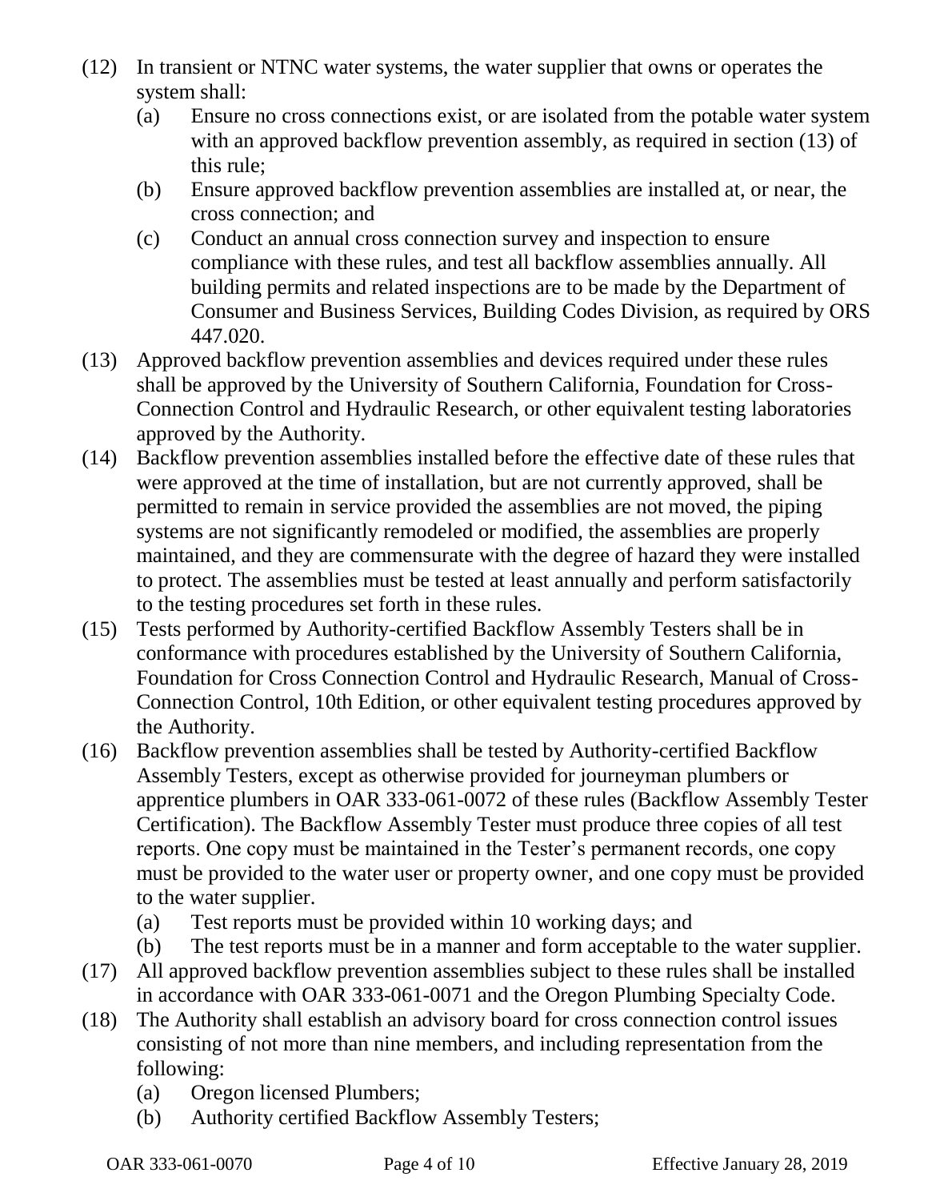(12) In transient or NTNC water systems, the water supplier that owns or operates the system shall:
   (a) Ensure no cross connections exist, or are isolated from the potable water system with an approved backflow prevention assembly, as required in section (13) of this rule;
   (b) Ensure approved backflow prevention assemblies are installed at, or near, the cross connection; and
   (c) Conduct an annual cross connection survey and inspection to ensure compliance with these rules, and test all backflow assemblies annually. All building permits and related inspections are to be made by the Department of Consumer and Business Services, Building Codes Division, as required by ORS 447.020.

(13) Approved backflow prevention assemblies and devices required under these rules shall be approved by the University of Southern California, Foundation for Cross-Connection Control and Hydraulic Research, or other equivalent testing laboratories approved by the Authority.

(14) Backflow prevention assemblies installed before the effective date of these rules that were approved at the time of installation, but are not currently approved, shall be permitted to remain in service provided the assemblies are not moved, the piping systems are not significantly remodeled or modified, the assemblies are properly maintained, and they are commensurate with the degree of hazard they were installed to protect. The assemblies must be tested at least annually and perform satisfactorily to the testing procedures set forth in these rules.

(15) Tests performed by Authority-certified Backflow Assembly Testers shall be in conformance with procedures established by the University of Southern California, Foundation for Cross Connection Control and Hydraulic Research, Manual of Cross-Connection Control, 10th Edition, or other equivalent testing procedures approved by the Authority.

(16) Backflow prevention assemblies shall be tested by Authority-certified Backflow Assembly Testers, except as otherwise provided for journeyman plumbers or apprentice plumbers in OAR 333-061-0072 of these rules (Backflow Assembly Tester Certification). The Backflow Assembly Tester must produce three copies of all test reports. One copy must be maintained in the Tester's permanent records, one copy must be provided to the water user or property owner, and one copy must be provided to the water supplier.
   (a) Test reports must be provided within 10 working days; and
   (b) The test reports must be in a manner and form acceptable to the water supplier.

(17) All approved backflow prevention assemblies subject to these rules shall be installed in accordance with OAR 333-061-0071 and the Oregon Plumbing Specialty Code.

(18) The Authority shall establish an advisory board for cross connection control issues consisting of not more than nine members, and including representation from the following:
   (a) Oregon licensed Plumbers;
   (b) Authority certified Backflow Assembly Testers;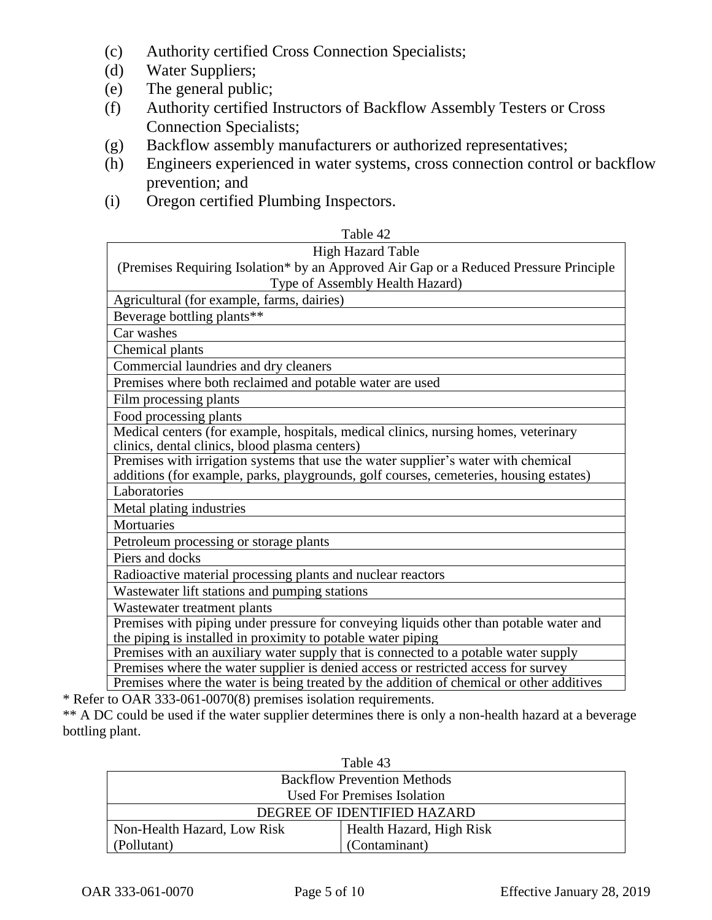(c) Authority certified Cross Connection Specialists;
(d) Water Suppliers;
(e) The general public;
(f) Authority certified Instructors of Backflow Assembly Testers or Cross Connection Specialists;
(g) Backflow assembly manufacturers or authorized representatives;
(h) Engineers experienced in water systems, cross connection control or backflow prevention; and
(i) Oregon certified Plumbing Inspectors.

Table 42

| High Hazard Table (Premises Requiring Isolation* by an Approved Air Gap or a Reduced Pressure Principle Type of Assembly Health Hazard) |
|---|
| Agricultural (for example, farms, dairies) |
| Beverage bottling plants** |
| Car washes |
| Chemical plants |
| Commercial laundries and dry cleaners |
| Premises where both reclaimed and potable water are used |
| Film processing plants |
| Food processing plants |
| Medical centers (for example, hospitals, medical clinics, nursing homes, veterinary clinics, dental clinics, blood plasma centers) |
| Premises with irrigation systems that use the water supplier's water with chemical additions (for example, parks, playgrounds, golf courses, cemeteries, housing estates) |
| Laboratories |
| Metal plating industries |
| Mortuaries |
| Petroleum processing or storage plants |
| Piers and docks |
| Radioactive material processing plants and nuclear reactors |
| Wastewater lift stations and pumping stations |
| Wastewater treatment plants |
| Premises with piping under pressure for conveying liquids other than potable water and the piping is installed in proximity to potable water piping |
| Premises with an auxiliary water supply that is connected to a potable water supply |
| Premises where the water supplier is denied access or restricted access for survey |
| Premises where the water is being treated by the addition of chemical or other additives |

* Refer to OAR 333-061-0070(8) premises isolation requirements.
** A DC could be used if the water supplier determines there is only a non-health hazard at a beverage bottling plant.

Table 43

| Backflow Prevention Methods Used For Premises Isolation | |
|---|---|
| DEGREE OF IDENTIFIED HAZARD | |
| Non-Health Hazard, Low Risk (Pollutant) | Health Hazard, High Risk (Contaminant) |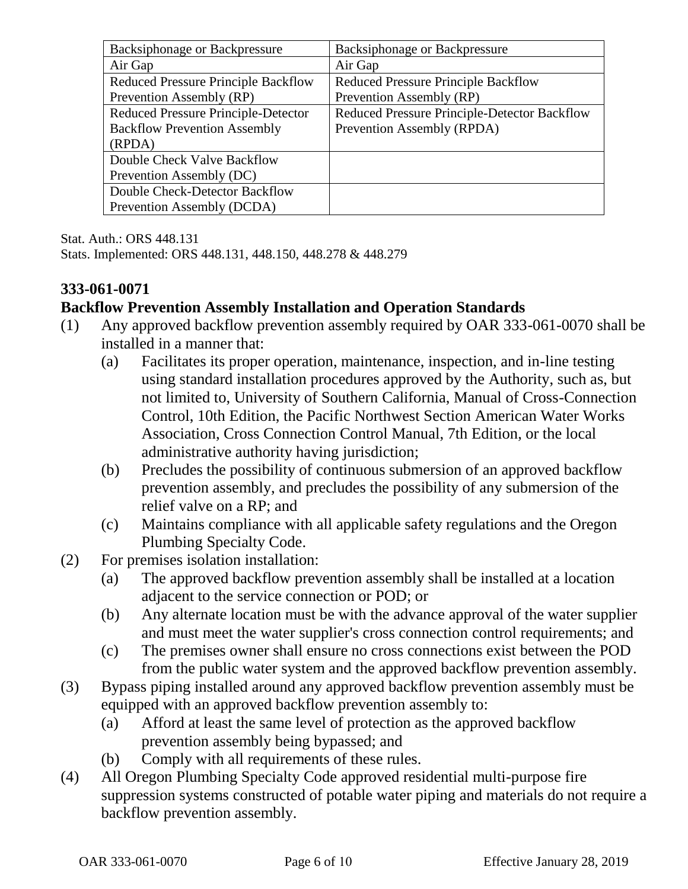| Backsiphonage or Backpressure | Backsiphonage or Backpressure |
|---|---|
| Air Gap | Air Gap |
| Reduced Pressure Principle Backflow Prevention Assembly (RP) | Reduced Pressure Principle Backflow Prevention Assembly (RP) |
| Reduced Pressure Principle-Detector Backflow Prevention Assembly (RPDA) | Reduced Pressure Principle-Detector Backflow Prevention Assembly (RPDA) |
| Double Check Valve Backflow Prevention Assembly (DC) | |
| Double Check-Detector Backflow Prevention Assembly (DCDA) | |

Stat. Auth.: ORS 448.131
Stats. Implemented: ORS 448.131, 448.150, 448.278 & 448.279

## 333-061-0071

## Backflow Prevention Assembly Installation and Operation Standards

(1) Any approved backflow prevention assembly required by OAR 333-061-0070 shall be installed in a manner that:

 (a) Facilitates its proper operation, maintenance, inspection, and in-line testing using standard installation procedures approved by the Authority, such as, but not limited to, University of Southern California, Manual of Cross-Connection Control, 10th Edition, the Pacific Northwest Section American Water Works Association, Cross Connection Control Manual, 7th Edition, or the local administrative authority having jurisdiction;

 (b) Precludes the possibility of continuous submersion of an approved backflow prevention assembly, and precludes the possibility of any submersion of the relief valve on a RP; and

 (c) Maintains compliance with all applicable safety regulations and the Oregon Plumbing Specialty Code.

(2) For premises isolation installation:

 (a) The approved backflow prevention assembly shall be installed at a location adjacent to the service connection or POD; or

 (b) Any alternate location must be with the advance approval of the water supplier and must meet the water supplier's cross connection control requirements; and

 (c) The premises owner shall ensure no cross connections exist between the POD from the public water system and the approved backflow prevention assembly.

(3) Bypass piping installed around any approved backflow prevention assembly must be equipped with an approved backflow prevention assembly to:

 (a) Afford at least the same level of protection as the approved backflow prevention assembly being bypassed; and

 (b) Comply with all requirements of these rules.

(4) All Oregon Plumbing Specialty Code approved residential multi-purpose fire suppression systems constructed of potable water piping and materials do not require a backflow prevention assembly.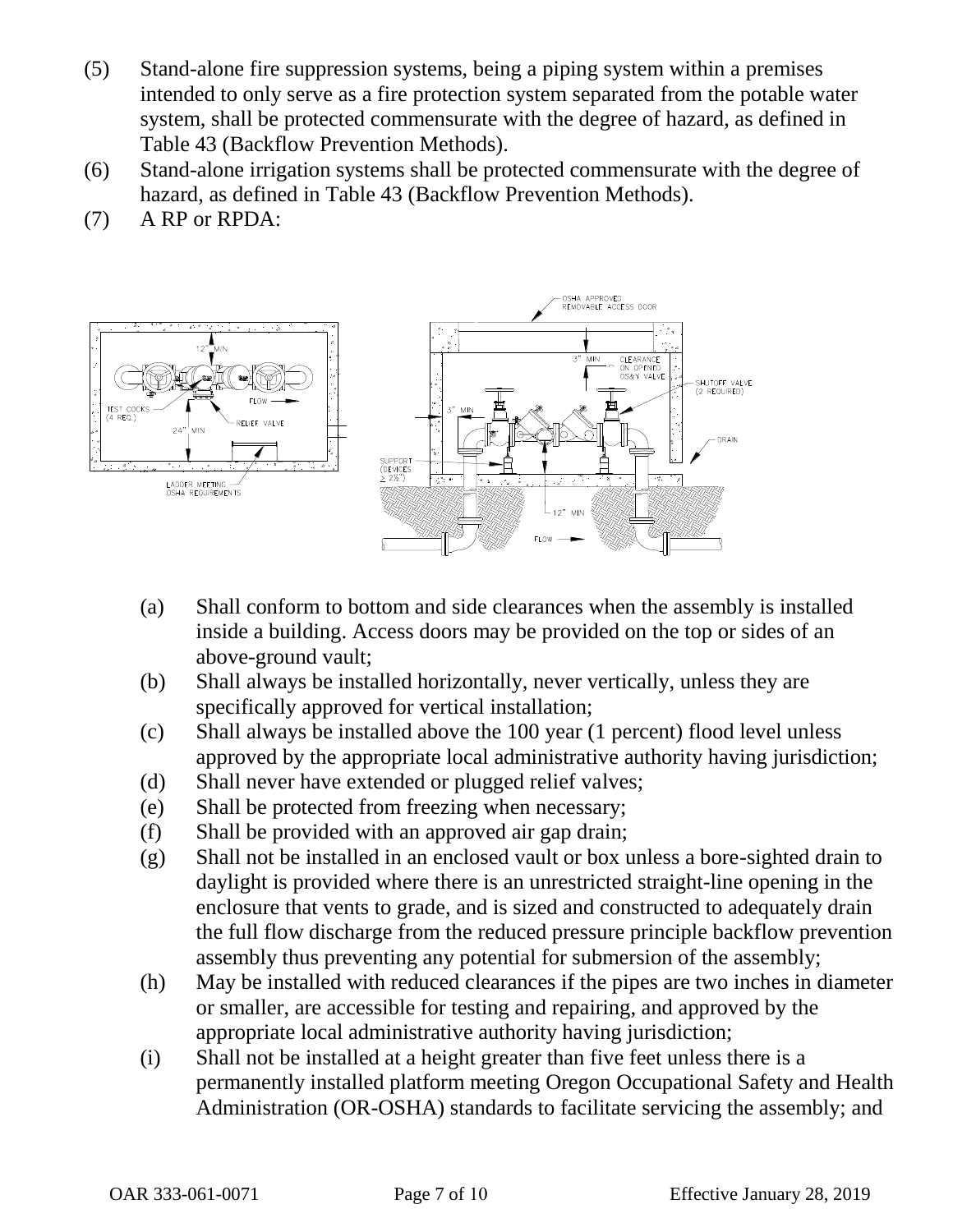(5) Stand-alone fire suppression systems, being a piping system within a premises intended to only serve as a fire protection system separated from the potable water system, shall be protected commensurate with the degree of hazard, as defined in Table 43 (Backflow Prevention Methods).

(6) Stand-alone irrigation systems shall be protected commensurate with the degree of hazard, as defined in Table 43 (Backflow Prevention Methods).

(7) A RP or RPDA:

(a) Shall conform to bottom and side clearances when the assembly is installed inside a building. Access doors may be provided on the top or sides of an above-ground vault;

(b) Shall always be installed horizontally, never vertically, unless they are specifically approved for vertical installation;

(c) Shall always be installed above the 100 year (1 percent) flood level unless approved by the appropriate local administrative authority having jurisdiction;

(d) Shall never have extended or plugged relief valves;

(e) Shall be protected from freezing when necessary;

(f) Shall be provided with an approved air gap drain;

(g) Shall not be installed in an enclosed vault or box unless a bore-sighted drain to daylight is provided where there is an unrestricted straight-line opening in the enclosure that vents to grade, and is sized and constructed to adequately drain the full flow discharge from the reduced pressure principle backflow prevention assembly thus preventing any potential for submersion of the assembly;

(h) May be installed with reduced clearances if the pipes are two inches in diameter or smaller, are accessible for testing and repairing, and approved by the appropriate local administrative authority having jurisdiction;

(i) Shall not be installed at a height greater than five feet unless there is a permanently installed platform meeting Oregon Occupational Safety and Health Administration (OR-OSHA) standards to facilitate servicing the assembly; and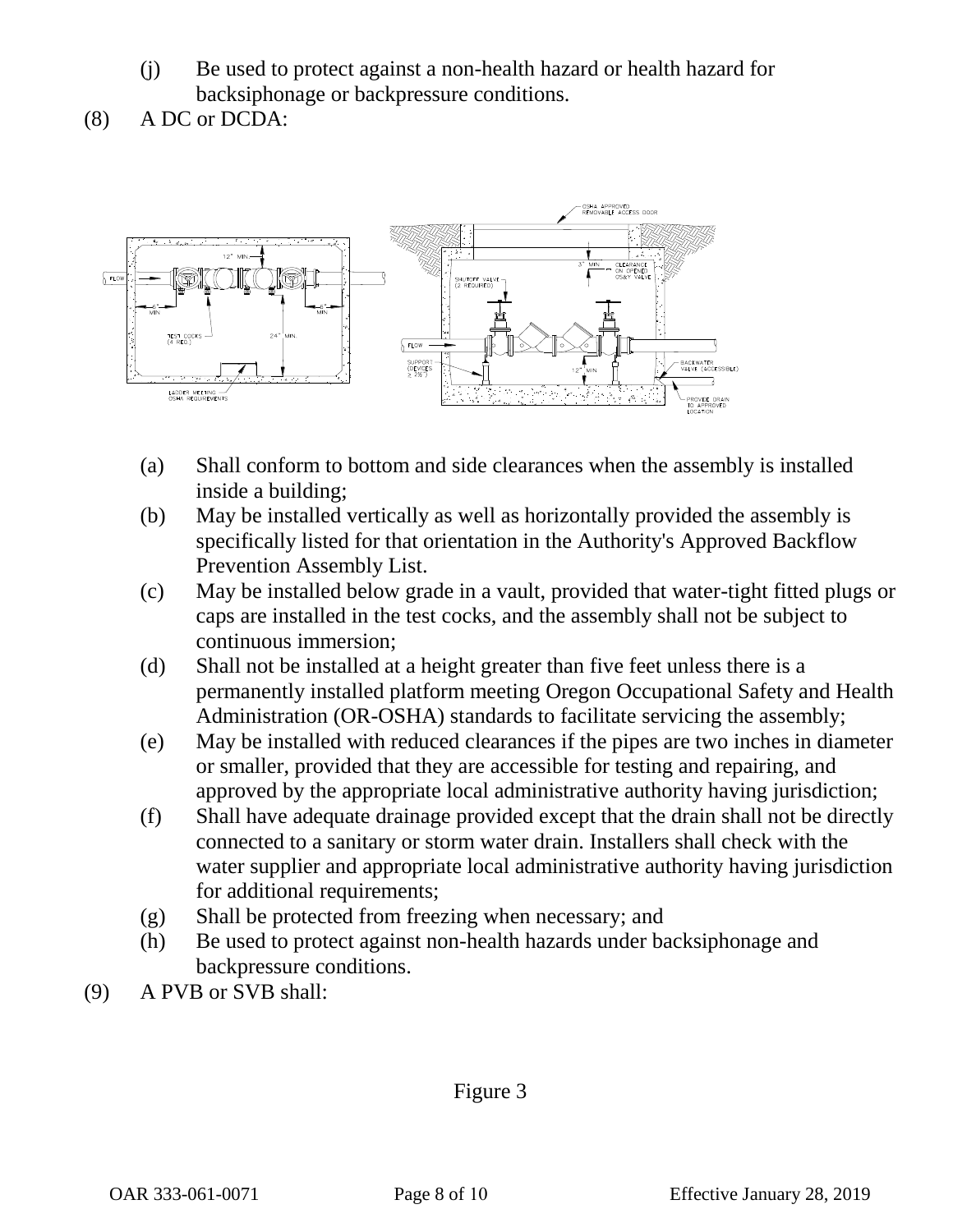(j) Be used to protect against a non-health hazard or health hazard for backsiphonage or backpressure conditions.

(8) A DC or DCDA:

(a) Shall conform to bottom and side clearances when the assembly is installed inside a building;

(b) May be installed vertically as well as horizontally provided the assembly is specifically listed for that orientation in the Authority's Approved Backflow Prevention Assembly List.

(c) May be installed below grade in a vault, provided that water-tight fitted plugs or caps are installed in the test cocks, and the assembly shall not be subject to continuous immersion;

(d) Shall not be installed at a height greater than five feet unless there is a permanently installed platform meeting Oregon Occupational Safety and Health Administration (OR-OSHA) standards to facilitate servicing the assembly;

(e) May be installed with reduced clearances if the pipes are two inches in diameter or smaller, provided that they are accessible for testing and repairing, and approved by the appropriate local administrative authority having jurisdiction;

(f) Shall have adequate drainage provided except that the drain shall not be directly connected to a sanitary or storm water drain. Installers shall check with the water supplier and appropriate local administrative authority having jurisdiction for additional requirements;

(g) Shall be protected from freezing when necessary; and

(h) Be used to protect against non-health hazards under backsiphonage and backpressure conditions.

(9) A PVB or SVB shall:

Figure 3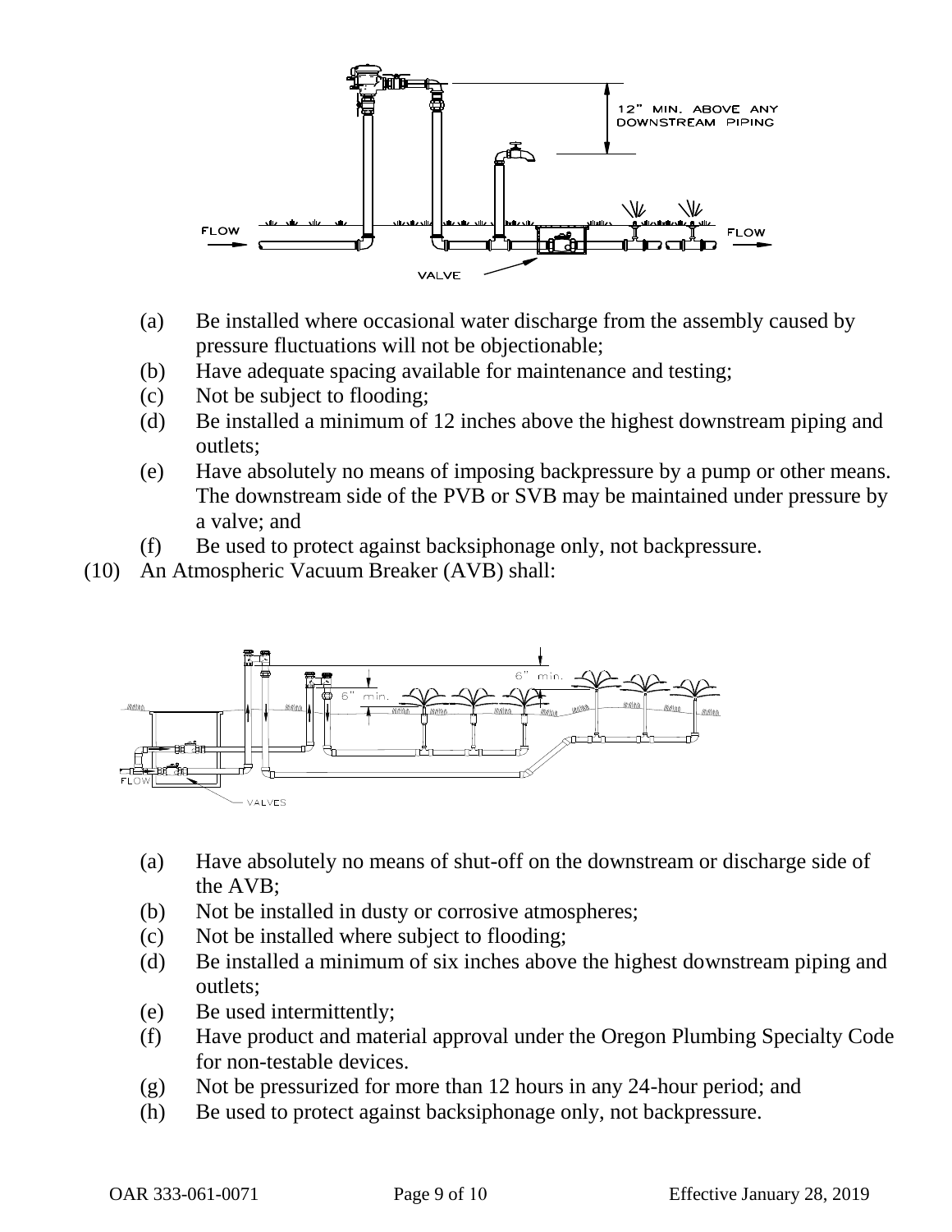(a) Be installed where occasional water discharge from the assembly caused by pressure fluctuations will not be objectionable;
(b) Have adequate spacing available for maintenance and testing;
(c) Not be subject to flooding;
(d) Be installed a minimum of 12 inches above the highest downstream piping and outlets;
(e) Have absolutely no means of imposing backpressure by a pump or other means. The downstream side of the PVB or SVB may be maintained under pressure by a valve; and
(f) Be used to protect against backsiphonage only, not backpressure.

(10) An Atmospheric Vacuum Breaker (AVB) shall:

(a) Have absolutely no means of shut-off on the downstream or discharge side of the AVB;
(b) Not be installed in dusty or corrosive atmospheres;
(c) Not be installed where subject to flooding;
(d) Be installed a minimum of six inches above the highest downstream piping and outlets;
(e) Be used intermittently;
(f) Have product and material approval under the Oregon Plumbing Specialty Code for non-testable devices.
(g) Not be pressurized for more than 12 hours in any 24-hour period; and
(h) Be used to protect against backsiphonage only, not backpressure.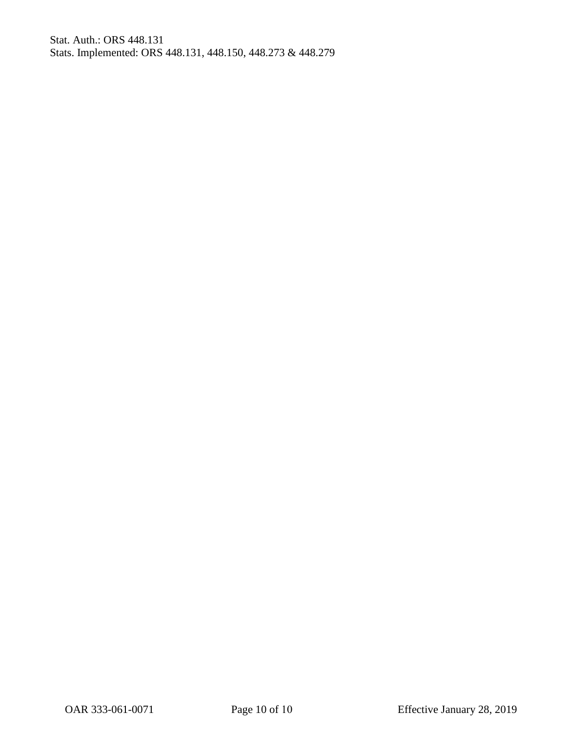Stat. Auth.: ORS 448.131
Stats. Implemented: ORS 448.131, 448.150, 448.273 & 448.279